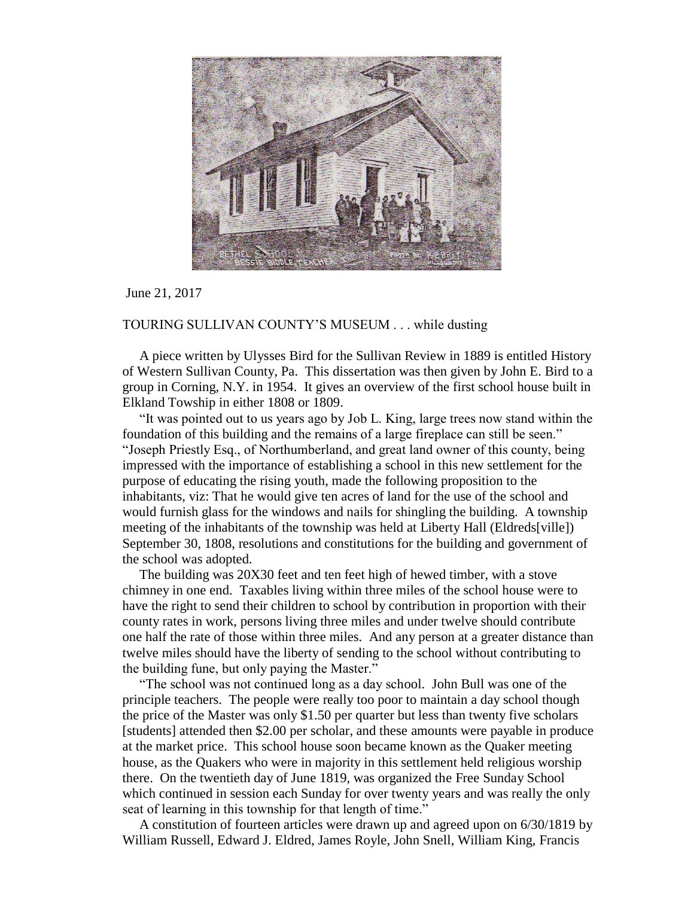June 21, 2017

TOURING SULLIVAN COUNTY'S MUSEUM . . . while dusting

A piece written by Ulysses Bird for the Sullivan Review in 1889 is entitled History of Western Sullivan County, Pa. This dissertation was then given by John E. Bird to a group in Corning, N.Y. in 1954. It gives an overview of the first school house built in Elkland Towship in either 1808 or 1809.

"It was pointed out to us years ago by Job L. King, large trees now stand within the foundation of this building and the remains of a large fireplace can still be seen." "Joseph Priestly Esq., of Northumberland, and great land owner of this county, being impressed with the importance of establishing a school in this new settlement for the purpose of educating the rising youth, made the following proposition to the inhabitants, viz: That he would give ten acres of land for the use of the school and would furnish glass for the windows and nails for shingling the building. A township meeting of the inhabitants of the township was held at Liberty Hall (Eldreds[ville]) September 30, 1808, resolutions and constitutions for the building and government of the school was adopted.

The building was 20X30 feet and ten feet high of hewed timber, with a stove chimney in one end. Taxables living within three miles of the school house were to have the right to send their children to school by contribution in proportion with their county rates in work, persons living three miles and under twelve should contribute one half the rate of those within three miles. And any person at a greater distance than twelve miles should have the liberty of sending to the school without contributing to the building fune, but only paying the Master."

"The school was not continued long as a day school. John Bull was one of the principle teachers. The people were really too poor to maintain a day school though the price of the Master was only $1.50 per quarter but less than twenty five scholars [students] attended then $2.00 per scholar, and these amounts were payable in produce at the market price. This school house soon became known as the Quaker meeting house, as the Quakers who were in majority in this settlement held religious worship there. On the twentieth day of June 1819, was organized the Free Sunday School which continued in session each Sunday for over twenty years and was really the only seat of learning in this township for that length of time."

A constitution of fourteen articles were drawn up and agreed upon on 6/30/1819 by William Russell, Edward J. Eldred, James Royle, John Snell, William King, Francis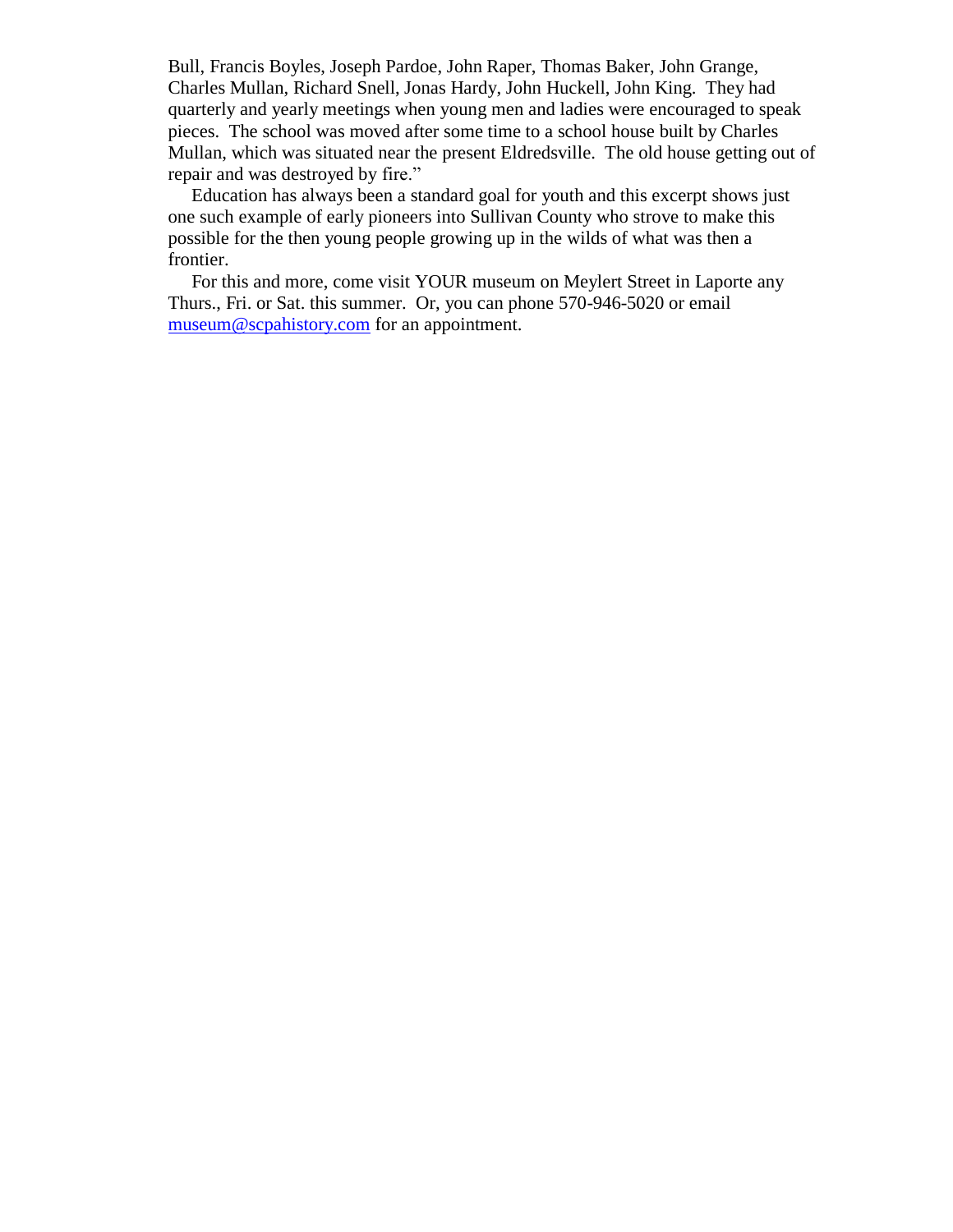Bull, Francis Boyles, Joseph Pardoe, John Raper, Thomas Baker, John Grange, Charles Mullan, Richard Snell, Jonas Hardy, John Huckell, John King. They had quarterly and yearly meetings when young men and ladies were encouraged to speak pieces. The school was moved after some time to a school house built by Charles Mullan, which was situated near the present Eldredsville. The old house getting out of repair and was destroyed by fire."

Education has always been a standard goal for youth and this excerpt shows just one such example of early pioneers into Sullivan County who strove to make this possible for the then young people growing up in the wilds of what was then a frontier.

For this and more, come visit YOUR museum on Meylert Street in Laporte any Thurs., Fri. or Sat. this summer. Or, you can phone 570-946-5020 or email museum@scpahistory.com for an appointment.